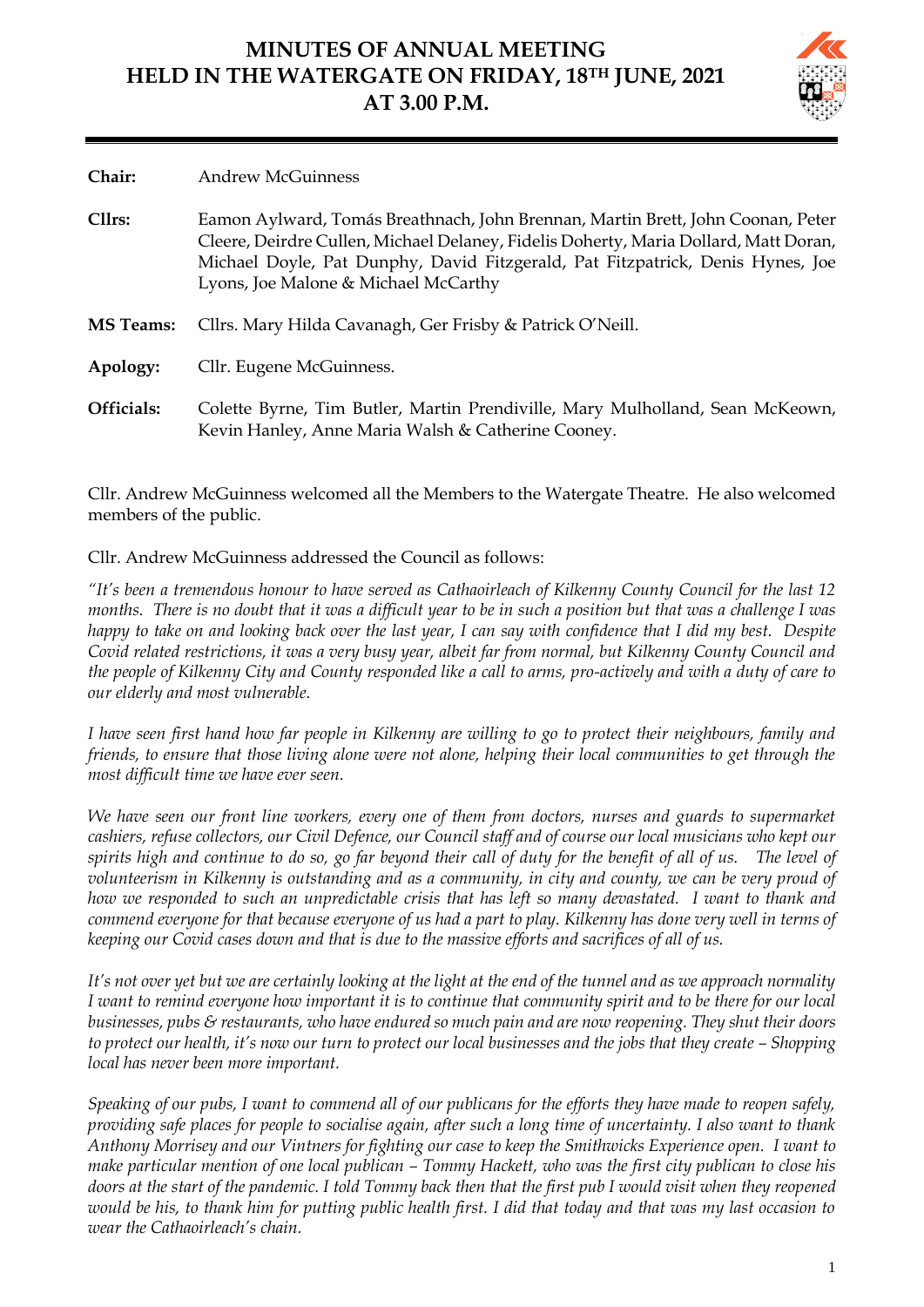# MINUTES OF ANNUAL MEETING HELD IN THE WATERGATE ON FRIDAY, 18TH JUNE, 2021 AT 3.00 P.M.

**Chair:** Andrew McGuinness

**Cllrs:** Eamon Aylward, Tomás Breathnach, John Brennan, Martin Brett, John Coonan, Peter Cleere, Deirdre Cullen, Michael Delaney, Fidelis Doherty, Maria Dollard, Matt Doran, Michael Doyle, Pat Dunphy, David Fitzgerald, Pat Fitzpatrick, Denis Hynes, Joe Lyons, Joe Malone & Michael McCarthy

**MS Teams:** Cllrs. Mary Hilda Cavanagh, Ger Frisby & Patrick O'Neill.

**Apology:** Cllr. Eugene McGuinness.

**Officials:** Colette Byrne, Tim Butler, Martin Prendiville, Mary Mulholland, Sean McKeown, Kevin Hanley, Anne Maria Walsh & Catherine Cooney.

Cllr. Andrew McGuinness welcomed all the Members to the Watergate Theatre. He also welcomed members of the public.

Cllr. Andrew McGuinness addressed the Council as follows:

*"It's been a tremendous honour to have served as Cathaoirleach of Kilkenny County Council for the last 12 months. There is no doubt that it was a difficult year to be in such a position but that was a challenge I was happy to take on and looking back over the last year, I can say with confidence that I did my best. Despite Covid related restrictions, it was a very busy year, albeit far from normal, but Kilkenny County Council and the people of Kilkenny City and County responded like a call to arms, pro-actively and with a duty of care to our elderly and most vulnerable.*

*I have seen first hand how far people in Kilkenny are willing to go to protect their neighbours, family and friends, to ensure that those living alone were not alone, helping their local communities to get through the most difficult time we have ever seen.*

*We have seen our front line workers, every one of them from doctors, nurses and guards to supermarket cashiers, refuse collectors, our Civil Defence, our Council staff and of course our local musicians who kept our spirits high and continue to do so, go far beyond their call of duty for the benefit of all of us. The level of volunteerism in Kilkenny is outstanding and as a community, in city and county, we can be very proud of how we responded to such an unpredictable crisis that has left so many devastated. I want to thank and commend everyone for that because everyone of us had a part to play. Kilkenny has done very well in terms of keeping our Covid cases down and that is due to the massive efforts and sacrifices of all of us.*

*It's not over yet but we are certainly looking at the light at the end of the tunnel and as we approach normality I want to remind everyone how important it is to continue that community spirit and to be there for our local businesses, pubs & restaurants, who have endured so much pain and are now reopening. They shut their doors to protect our health, it's now our turn to protect our local businesses and the jobs that they create – Shopping local has never been more important.*

*Speaking of our pubs, I want to commend all of our publicans for the efforts they have made to reopen safely, providing safe places for people to socialise again, after such a long time of uncertainty. I also want to thank Anthony Morrisey and our Vintners for fighting our case to keep the Smithwicks Experience open. I want to make particular mention of one local publican – Tommy Hackett, who was the first city publican to close his doors at the start of the pandemic. I told Tommy back then that the first pub I would visit when they reopened would be his, to thank him for putting public health first. I did that today and that was my last occasion to wear the Cathaoirleach's chain.*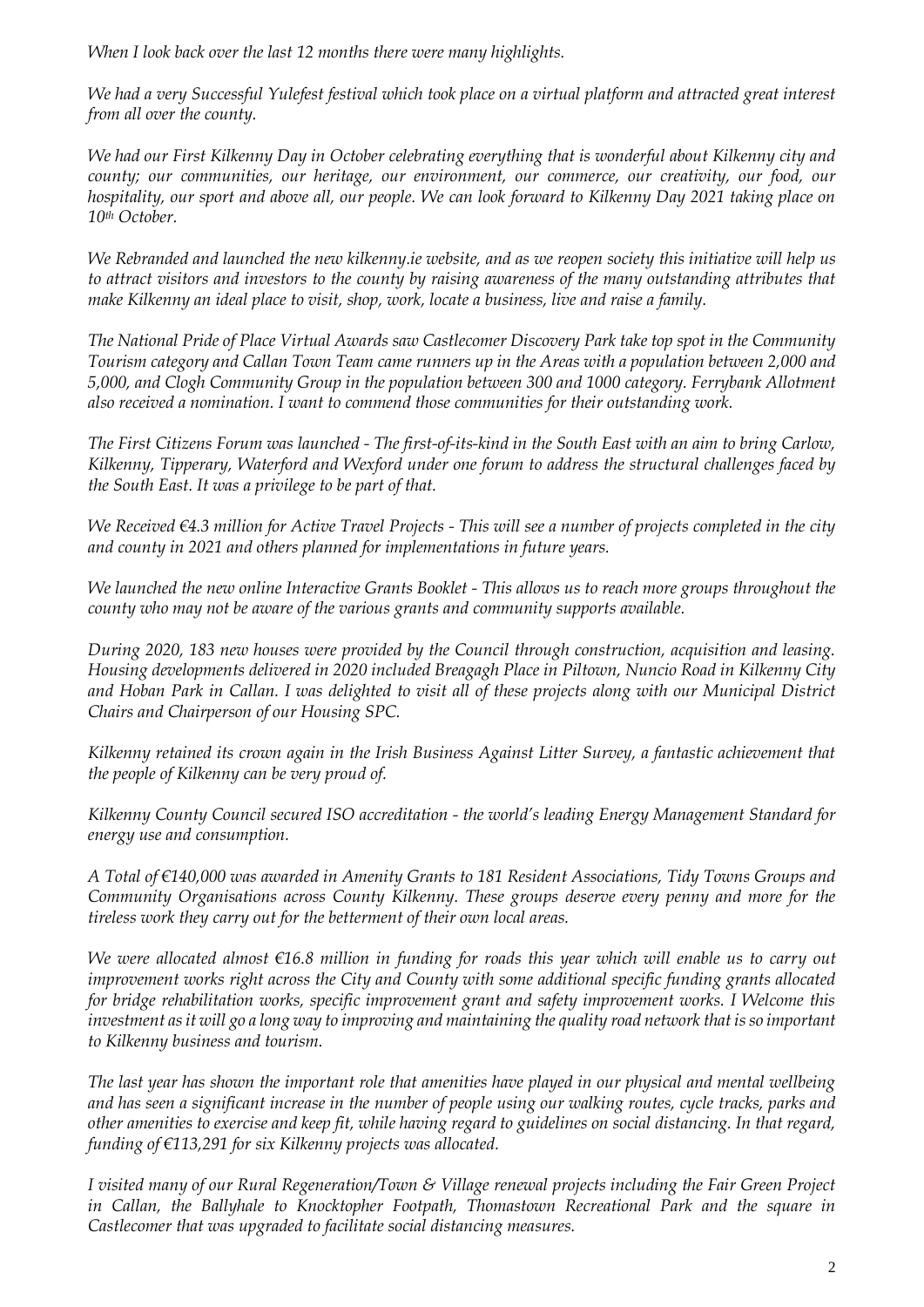*When I look back over the last 12 months there were many highlights.*

*We had a very Successful Yulefest festival which took place on a virtual platform and attracted great interest from all over the county.*

*We had our First Kilkenny Day in October celebrating everything that is wonderful about Kilkenny city and county; our communities, our heritage, our environment, our commerce, our creativity, our food, our hospitality, our sport and above all, our people. We can look forward to Kilkenny Day 2021 taking place on 10th October.*

*We Rebranded and launched the new kilkenny.ie website, and as we reopen society this initiative will help us to attract visitors and investors to the county by raising awareness of the many outstanding attributes that make Kilkenny an ideal place to visit, shop, work, locate a business, live and raise a family.*

*The National Pride of Place Virtual Awards saw Castlecomer Discovery Park take top spot in the Community Tourism category and Callan Town Team came runners up in the Areas with a population between 2,000 and 5,000, and Clogh Community Group in the population between 300 and 1000 category. Ferrybank Allotment also received a nomination. I want to commend those communities for their outstanding work.*

*The First Citizens Forum was launched - The first-of-its-kind in the South East with an aim to bring Carlow, Kilkenny, Tipperary, Waterford and Wexford under one forum to address the structural challenges faced by the South East. It was a privilege to be part of that.*

*We Received €4.3 million for Active Travel Projects - This will see a number of projects completed in the city and county in 2021 and others planned for implementations in future years.*

*We launched the new online Interactive Grants Booklet - This allows us to reach more groups throughout the county who may not be aware of the various grants and community supports available.*

*During 2020, 183 new houses were provided by the Council through construction, acquisition and leasing. Housing developments delivered in 2020 included Breagagh Place in Piltown, Nuncio Road in Kilkenny City and Hoban Park in Callan. I was delighted to visit all of these projects along with our Municipal District Chairs and Chairperson of our Housing SPC.*

*Kilkenny retained its crown again in the Irish Business Against Litter Survey, a fantastic achievement that the people of Kilkenny can be very proud of.*

*Kilkenny County Council secured ISO accreditation - the world's leading Energy Management Standard for energy use and consumption.*

*A Total of €140,000 was awarded in Amenity Grants to 181 Resident Associations, Tidy Towns Groups and Community Organisations across County Kilkenny. These groups deserve every penny and more for the tireless work they carry out for the betterment of their own local areas.*

*We were allocated almost €16.8 million in funding for roads this year which will enable us to carry out improvement works right across the City and County with some additional specific funding grants allocated for bridge rehabilitation works, specific improvement grant and safety improvement works. I Welcome this investment as it will go a long way to improving and maintaining the quality road network that is so important to Kilkenny business and tourism.*

*The last year has shown the important role that amenities have played in our physical and mental wellbeing and has seen a significant increase in the number of people using our walking routes, cycle tracks, parks and other amenities to exercise and keep fit, while having regard to guidelines on social distancing. In that regard, funding of €113,291 for six Kilkenny projects was allocated.*

*I visited many of our Rural Regeneration/Town & Village renewal projects including the Fair Green Project in Callan, the Ballyhale to Knocktopher Footpath, Thomastown Recreational Park and the square in Castlecomer that was upgraded to facilitate social distancing measures.*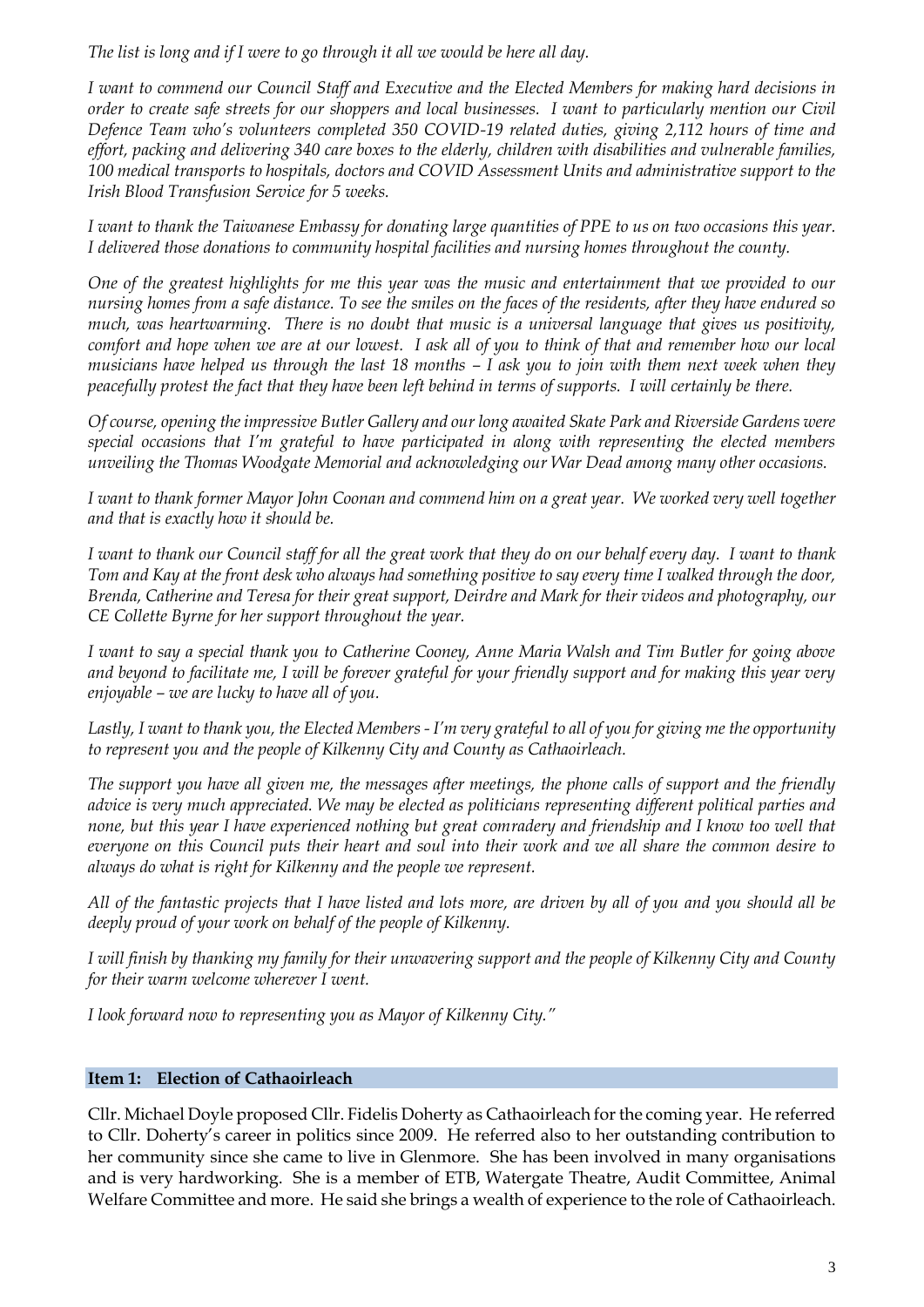*The list is long and if I were to go through it all we would be here all day.*

*I want to commend our Council Staff and Executive and the Elected Members for making hard decisions in order to create safe streets for our shoppers and local businesses. I want to particularly mention our Civil Defence Team who's volunteers completed 350 COVID-19 related duties, giving 2,112 hours of time and effort, packing and delivering 340 care boxes to the elderly, children with disabilities and vulnerable families, 100 medical transports to hospitals, doctors and COVID Assessment Units and administrative support to the Irish Blood Transfusion Service for 5 weeks.*

*I want to thank the Taiwanese Embassy for donating large quantities of PPE to us on two occasions this year. I delivered those donations to community hospital facilities and nursing homes throughout the county.*

*One of the greatest highlights for me this year was the music and entertainment that we provided to our nursing homes from a safe distance. To see the smiles on the faces of the residents, after they have endured so much, was heartwarming. There is no doubt that music is a universal language that gives us positivity, comfort and hope when we are at our lowest. I ask all of you to think of that and remember how our local musicians have helped us through the last 18 months – I ask you to join with them next week when they peacefully protest the fact that they have been left behind in terms of supports. I will certainly be there.*

*Of course, opening the impressive Butler Gallery and our long awaited Skate Park and Riverside Gardens were special occasions that I'm grateful to have participated in along with representing the elected members unveiling the Thomas Woodgate Memorial and acknowledging our War Dead among many other occasions.*

*I want to thank former Mayor John Coonan and commend him on a great year. We worked very well together and that is exactly how it should be.*

*I want to thank our Council staff for all the great work that they do on our behalf every day. I want to thank Tom and Kay at the front desk who always had something positive to say every time I walked through the door, Brenda, Catherine and Teresa for their great support, Deirdre and Mark for their videos and photography, our CE Collette Byrne for her support throughout the year.*

*I want to say a special thank you to Catherine Cooney, Anne Maria Walsh and Tim Butler for going above and beyond to facilitate me, I will be forever grateful for your friendly support and for making this year very enjoyable – we are lucky to have all of you.*

*Lastly, I want to thank you, the Elected Members - I'm very grateful to all of you for giving me the opportunity to represent you and the people of Kilkenny City and County as Cathaoirleach.*

*The support you have all given me, the messages after meetings, the phone calls of support and the friendly advice is very much appreciated. We may be elected as politicians representing different political parties and none, but this year I have experienced nothing but great comradery and friendship and I know too well that everyone on this Council puts their heart and soul into their work and we all share the common desire to always do what is right for Kilkenny and the people we represent.*

*All of the fantastic projects that I have listed and lots more, are driven by all of you and you should all be deeply proud of your work on behalf of the people of Kilkenny.*

*I will finish by thanking my family for their unwavering support and the people of Kilkenny City and County for their warm welcome wherever I went.*

*I look forward now to representing you as Mayor of Kilkenny City."*

## Item 1: Election of Cathaoirleach

Cllr. Michael Doyle proposed Cllr. Fidelis Doherty as Cathaoirleach for the coming year. He referred to Cllr. Doherty's career in politics since 2009. He referred also to her outstanding contribution to her community since she came to live in Glenmore. She has been involved in many organisations and is very hardworking. She is a member of ETB, Watergate Theatre, Audit Committee, Animal Welfare Committee and more. He said she brings a wealth of experience to the role of Cathaoirleach.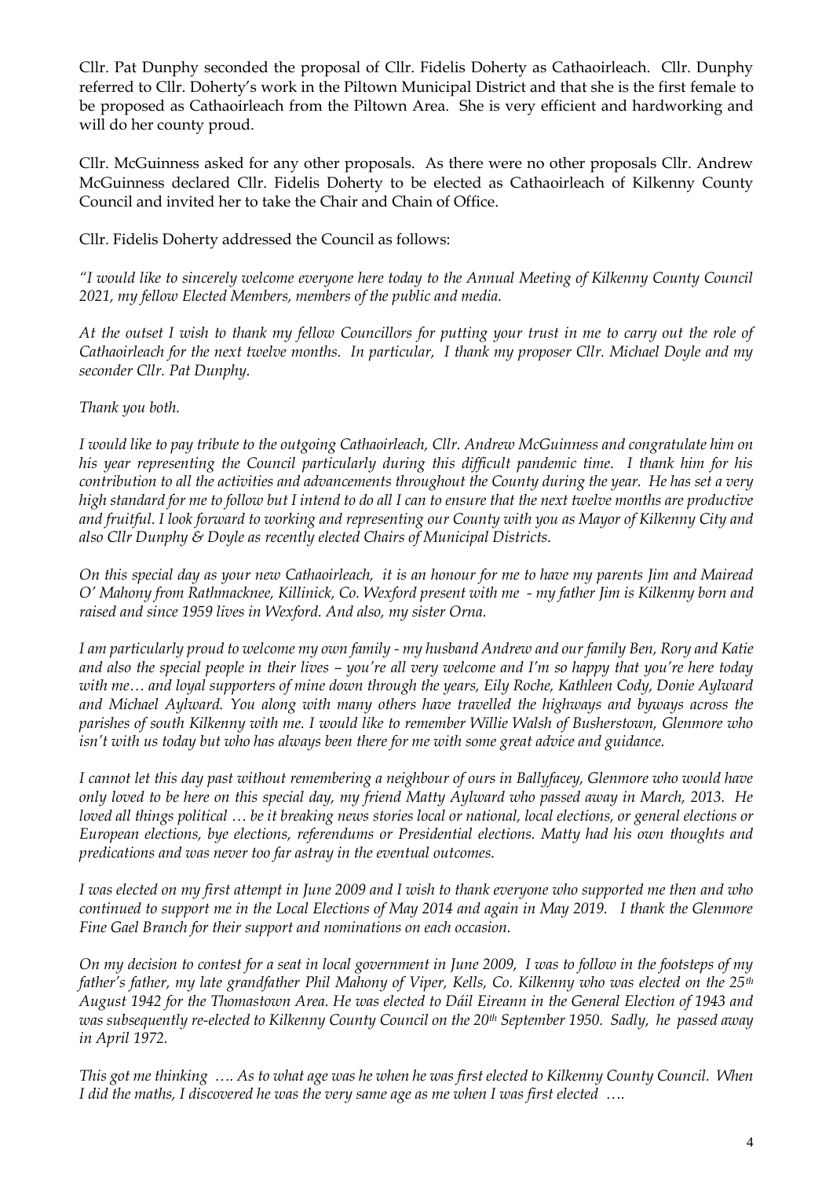Cllr. Pat Dunphy seconded the proposal of Cllr. Fidelis Doherty as Cathaoirleach. Cllr. Dunphy referred to Cllr. Doherty's work in the Piltown Municipal District and that she is the first female to be proposed as Cathaoirleach from the Piltown Area. She is very efficient and hardworking and will do her county proud.

Cllr. McGuinness asked for any other proposals. As there were no other proposals Cllr. Andrew McGuinness declared Cllr. Fidelis Doherty to be elected as Cathaoirleach of Kilkenny County Council and invited her to take the Chair and Chain of Office.

Cllr. Fidelis Doherty addressed the Council as follows:

*"I would like to sincerely welcome everyone here today to the Annual Meeting of Kilkenny County Council 2021, my fellow Elected Members, members of the public and media.*

*At the outset I wish to thank my fellow Councillors for putting your trust in me to carry out the role of Cathaoirleach for the next twelve months. In particular, I thank my proposer Cllr. Michael Doyle and my seconder Cllr. Pat Dunphy.*

*Thank you both.*

*I would like to pay tribute to the outgoing Cathaoirleach, Cllr. Andrew McGuinness and congratulate him on his year representing the Council particularly during this difficult pandemic time. I thank him for his contribution to all the activities and advancements throughout the County during the year. He has set a very high standard for me to follow but I intend to do all I can to ensure that the next twelve months are productive and fruitful. I look forward to working and representing our County with you as Mayor of Kilkenny City and also Cllr Dunphy & Doyle as recently elected Chairs of Municipal Districts.*

*On this special day as your new Cathaoirleach, it is an honour for me to have my parents Jim and Mairead O' Mahony from Rathmacknee, Killinick, Co. Wexford present with me - my father Jim is Kilkenny born and raised and since 1959 lives in Wexford. And also, my sister Orna.*

*I am particularly proud to welcome my own family - my husband Andrew and our family Ben, Rory and Katie and also the special people in their lives – you're all very welcome and I'm so happy that you're here today with me… and loyal supporters of mine down through the years, Eily Roche, Kathleen Cody, Donie Aylward and Michael Aylward. You along with many others have travelled the highways and byways across the parishes of south Kilkenny with me. I would like to remember Willie Walsh of Busherstown, Glenmore who isn't with us today but who has always been there for me with some great advice and guidance.*

*I cannot let this day past without remembering a neighbour of ours in Ballyfacey, Glenmore who would have only loved to be here on this special day, my friend Matty Aylward who passed away in March, 2013. He loved all things political … be it breaking news stories local or national, local elections, or general elections or European elections, bye elections, referendums or Presidential elections. Matty had his own thoughts and predications and was never too far astray in the eventual outcomes.*

*I was elected on my first attempt in June 2009 and I wish to thank everyone who supported me then and who continued to support me in the Local Elections of May 2014 and again in May 2019. I thank the Glenmore Fine Gael Branch for their support and nominations on each occasion.*

*On my decision to contest for a seat in local government in June 2009, I was to follow in the footsteps of my father's father, my late grandfather Phil Mahony of Viper, Kells, Co. Kilkenny who was elected on the 25th August 1942 for the Thomastown Area. He was elected to Dáil Eireann in the General Election of 1943 and was subsequently re-elected to Kilkenny County Council on the 20th September 1950. Sadly, he passed away in April 1972.*

*This got me thinking …. As to what age was he when he was first elected to Kilkenny County Council. When I did the maths, I discovered he was the very same age as me when I was first elected ….*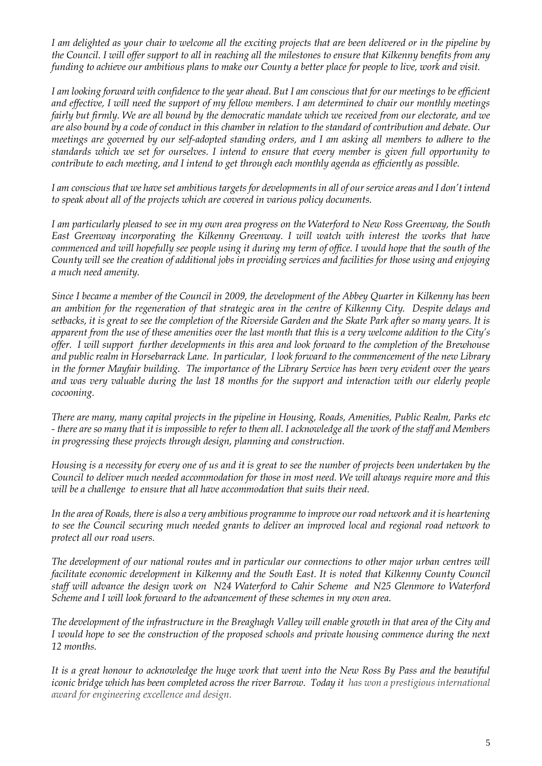*I am delighted as your chair to welcome all the exciting projects that are been delivered or in the pipeline by the Council. I will offer support to all in reaching all the milestones to ensure that Kilkenny benefits from any funding to achieve our ambitious plans to make our County a better place for people to live, work and visit.*

*I am looking forward with confidence to the year ahead. But I am conscious that for our meetings to be efficient and effective, I will need the support of my fellow members. I am determined to chair our monthly meetings fairly but firmly. We are all bound by the democratic mandate which we received from our electorate, and we are also bound by a code of conduct in this chamber in relation to the standard of contribution and debate. Our meetings are governed by our self-adopted standing orders, and I am asking all members to adhere to the standards which we set for ourselves. I intend to ensure that every member is given full opportunity to contribute to each meeting, and I intend to get through each monthly agenda as efficiently as possible.*

*I am conscious that we have set ambitious targets for developments in all of our service areas and I don't intend to speak about all of the projects which are covered in various policy documents.*

*I am particularly pleased to see in my own area progress on the Waterford to New Ross Greenway, the South East Greenway incorporating the Kilkenny Greenway. I will watch with interest the works that have commenced and will hopefully see people using it during my term of office. I would hope that the south of the County will see the creation of additional jobs in providing services and facilities for those using and enjoying a much need amenity.*

*Since I became a member of the Council in 2009, the development of the Abbey Quarter in Kilkenny has been an ambition for the regeneration of that strategic area in the centre of Kilkenny City. Despite delays and setbacks, it is great to see the completion of the Riverside Garden and the Skate Park after so many years. It is apparent from the use of these amenities over the last month that this is a very welcome addition to the City's offer. I will support further developments in this area and look forward to the completion of the Brewhouse and public realm in Horsebarrack Lane. In particular, I look forward to the commencement of the new Library in the former Mayfair building. The importance of the Library Service has been very evident over the years and was very valuable during the last 18 months for the support and interaction with our elderly people cocooning.*

*There are many, many capital projects in the pipeline in Housing, Roads, Amenities, Public Realm, Parks etc - there are so many that it is impossible to refer to them all. I acknowledge all the work of the staff and Members in progressing these projects through design, planning and construction.*

*Housing is a necessity for every one of us and it is great to see the number of projects been undertaken by the Council to deliver much needed accommodation for those in most need. We will always require more and this will be a challenge to ensure that all have accommodation that suits their need.*

*In the area of Roads, there is also a very ambitious programme to improve our road network and it is heartening to see the Council securing much needed grants to deliver an improved local and regional road network to protect all our road users.*

*The development of our national routes and in particular our connections to other major urban centres will facilitate economic development in Kilkenny and the South East. It is noted that Kilkenny County Council staff will advance the design work on N24 Waterford to Cahir Scheme and N25 Glenmore to Waterford Scheme and I will look forward to the advancement of these schemes in my own area.*

*The development of the infrastructure in the Breaghagh Valley will enable growth in that area of the City and I would hope to see the construction of the proposed schools and private housing commence during the next 12 months.*

*It is a great honour to acknowledge the huge work that went into the New Ross By Pass and the beautiful iconic bridge which has been completed across the river Barrow. Today it has won a prestigious international award for engineering excellence and design.*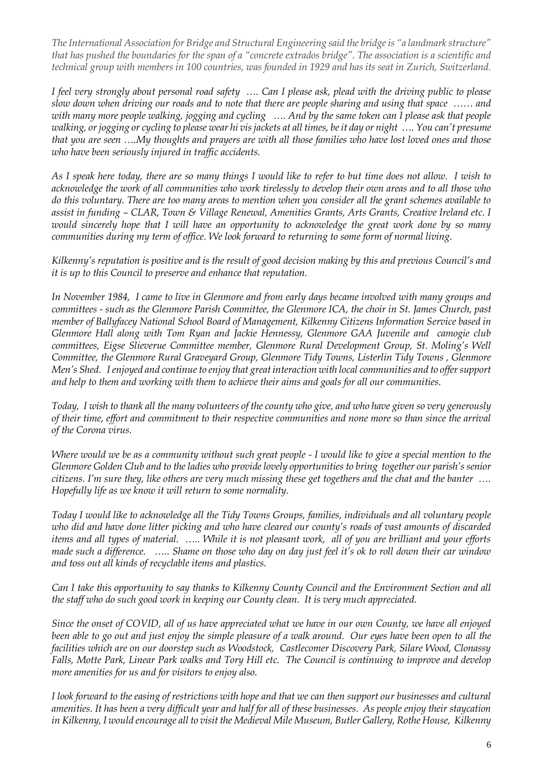*The International Association for Bridge and Structural Engineering said the bridge is "a landmark structure" that has pushed the boundaries for the span of a "concrete extrados bridge". The association is a scientific and technical group with members in 100 countries, was founded in 1929 and has its seat in Zurich, Switzerland.*

*I feel very strongly about personal road safety …. Can I please ask, plead with the driving public to please slow down when driving our roads and to note that there are people sharing and using that space …… and with many more people walking, jogging and cycling …. And by the same token can I please ask that people walking, or jogging or cycling to please wear hi vis jackets at all times, be it day or night …. You can't presume that you are seen ….My thoughts and prayers are with all those families who have lost loved ones and those who have been seriously injured in traffic accidents.*

*As I speak here today, there are so many things I would like to refer to but time does not allow. I wish to acknowledge the work of all communities who work tirelessly to develop their own areas and to all those who do this voluntary. There are too many areas to mention when you consider all the grant schemes available to assist in funding – CLAR, Town & Village Renewal, Amenities Grants, Arts Grants, Creative Ireland etc. I would sincerely hope that I will have an opportunity to acknowledge the great work done by so many communities during my term of office. We look forward to returning to some form of normal living.*

*Kilkenny's reputation is positive and is the result of good decision making by this and previous Council's and it is up to this Council to preserve and enhance that reputation.*

*In November 1984, I came to live in Glenmore and from early days became involved with many groups and committees - such as the Glenmore Parish Committee, the Glenmore ICA, the choir in St. James Church, past member of Ballyfacey National School Board of Management, Kilkenny Citizens Information Service based in Glenmore Hall along with Tom Ryan and Jackie Hennessy, Glenmore GAA Juvenile and camogie club committees, Eigse Slieverue Committee member, Glenmore Rural Development Group, St. Moling's Well Committee, the Glenmore Rural Graveyard Group, Glenmore Tidy Towns, Listerlin Tidy Towns , Glenmore Men's Shed. I enjoyed and continue to enjoy that great interaction with local communities and to offer support and help to them and working with them to achieve their aims and goals for all our communities.*

*Today, I wish to thank all the many volunteers of the county who give, and who have given so very generously of their time, effort and commitment to their respective communities and none more so than since the arrival of the Corona virus.*

*Where would we be as a community without such great people - I would like to give a special mention to the Glenmore Golden Club and to the ladies who provide lovely opportunities to bring together our parish's senior citizens. I'm sure they, like others are very much missing these get togethers and the chat and the banter …. Hopefully life as we know it will return to some normality.*

*Today I would like to acknowledge all the Tidy Towns Groups, families, individuals and all voluntary people who did and have done litter picking and who have cleared our county's roads of vast amounts of discarded items and all types of material. ….. While it is not pleasant work, all of you are brilliant and your efforts made such a difference. ….. Shame on those who day on day just feel it's ok to roll down their car window and toss out all kinds of recyclable items and plastics.*

*Can I take this opportunity to say thanks to Kilkenny County Council and the Environment Section and all the staff who do such good work in keeping our County clean. It is very much appreciated.*

*Since the onset of COVID, all of us have appreciated what we have in our own County, we have all enjoyed been able to go out and just enjoy the simple pleasure of a walk around. Our eyes have been open to all the facilities which are on our doorstep such as Woodstock, Castlecomer Discovery Park, Silare Wood, Clonassy Falls, Motte Park, Linear Park walks and Tory Hill etc. The Council is continuing to improve and develop more amenities for us and for visitors to enjoy also.*

*I look forward to the easing of restrictions with hope and that we can then support our businesses and cultural amenities. It has been a very difficult year and half for all of these businesses. As people enjoy their staycation in Kilkenny, I would encourage all to visit the Medieval Mile Museum, Butler Gallery, Rothe House, Kilkenny*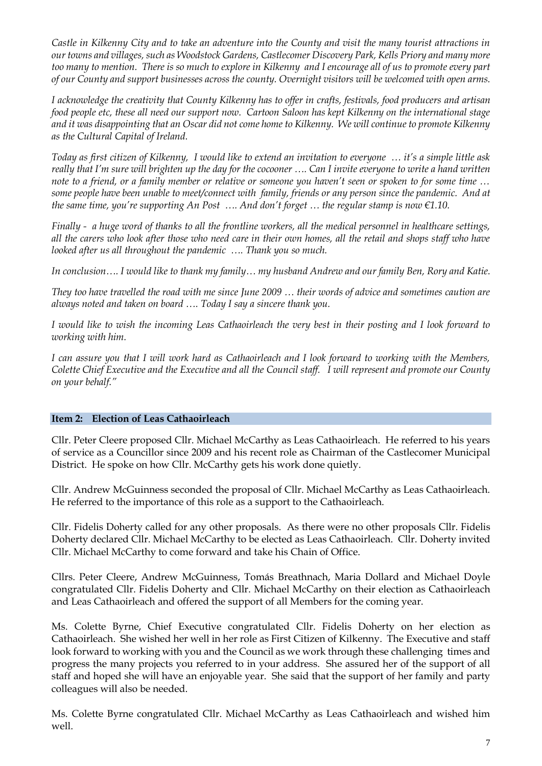*Castle in Kilkenny City and to take an adventure into the County and visit the many tourist attractions in our towns and villages, such as Woodstock Gardens, Castlecomer Discovery Park, Kells Priory and many more too many to mention. There is so much to explore in Kilkenny and I encourage all of us to promote every part of our County and support businesses across the county. Overnight visitors will be welcomed with open arms.*

*I acknowledge the creativity that County Kilkenny has to offer in crafts, festivals, food producers and artisan food people etc, these all need our support now. Cartoon Saloon has kept Kilkenny on the international stage and it was disappointing that an Oscar did not come home to Kilkenny. We will continue to promote Kilkenny as the Cultural Capital of Ireland.*

*Today as first citizen of Kilkenny, I would like to extend an invitation to everyone … it's a simple little ask really that I'm sure will brighten up the day for the cocooner …. Can I invite everyone to write a hand written note to a friend, or a family member or relative or someone you haven't seen or spoken to for some time … some people have been unable to meet/connect with family, friends or any person since the pandemic. And at the same time, you're supporting An Post …. And don't forget … the regular stamp is now €1.10.*

*Finally - a huge word of thanks to all the frontline workers, all the medical personnel in healthcare settings, all the carers who look after those who need care in their own homes, all the retail and shops staff who have looked after us all throughout the pandemic …. Thank you so much.*

*In conclusion…. I would like to thank my family… my husband Andrew and our family Ben, Rory and Katie.*

*They too have travelled the road with me since June 2009 … their words of advice and sometimes caution are always noted and taken on board …. Today I say a sincere thank you.*

*I would like to wish the incoming Leas Cathaoirleach the very best in their posting and I look forward to working with him.*

*I can assure you that I will work hard as Cathaoirleach and I look forward to working with the Members, Colette Chief Executive and the Executive and all the Council staff. I will represent and promote our County on your behalf."*

**Item 2: Election of Leas Cathaoirleach**

Cllr. Peter Cleere proposed Cllr. Michael McCarthy as Leas Cathaoirleach. He referred to his years of service as a Councillor since 2009 and his recent role as Chairman of the Castlecomer Municipal District. He spoke on how Cllr. McCarthy gets his work done quietly.

Cllr. Andrew McGuinness seconded the proposal of Cllr. Michael McCarthy as Leas Cathaoirleach. He referred to the importance of this role as a support to the Cathaoirleach.

Cllr. Fidelis Doherty called for any other proposals. As there were no other proposals Cllr. Fidelis Doherty declared Cllr. Michael McCarthy to be elected as Leas Cathaoirleach. Cllr. Doherty invited Cllr. Michael McCarthy to come forward and take his Chain of Office.

Cllrs. Peter Cleere, Andrew McGuinness, Tomás Breathnach, Maria Dollard and Michael Doyle congratulated Cllr. Fidelis Doherty and Cllr. Michael McCarthy on their election as Cathaoirleach and Leas Cathaoirleach and offered the support of all Members for the coming year.

Ms. Colette Byrne, Chief Executive congratulated Cllr. Fidelis Doherty on her election as Cathaoirleach. She wished her well in her role as First Citizen of Kilkenny. The Executive and staff look forward to working with you and the Council as we work through these challenging times and progress the many projects you referred to in your address. She assured her of the support of all staff and hoped she will have an enjoyable year. She said that the support of her family and party colleagues will also be needed.

Ms. Colette Byrne congratulated Cllr. Michael McCarthy as Leas Cathaoirleach and wished him well.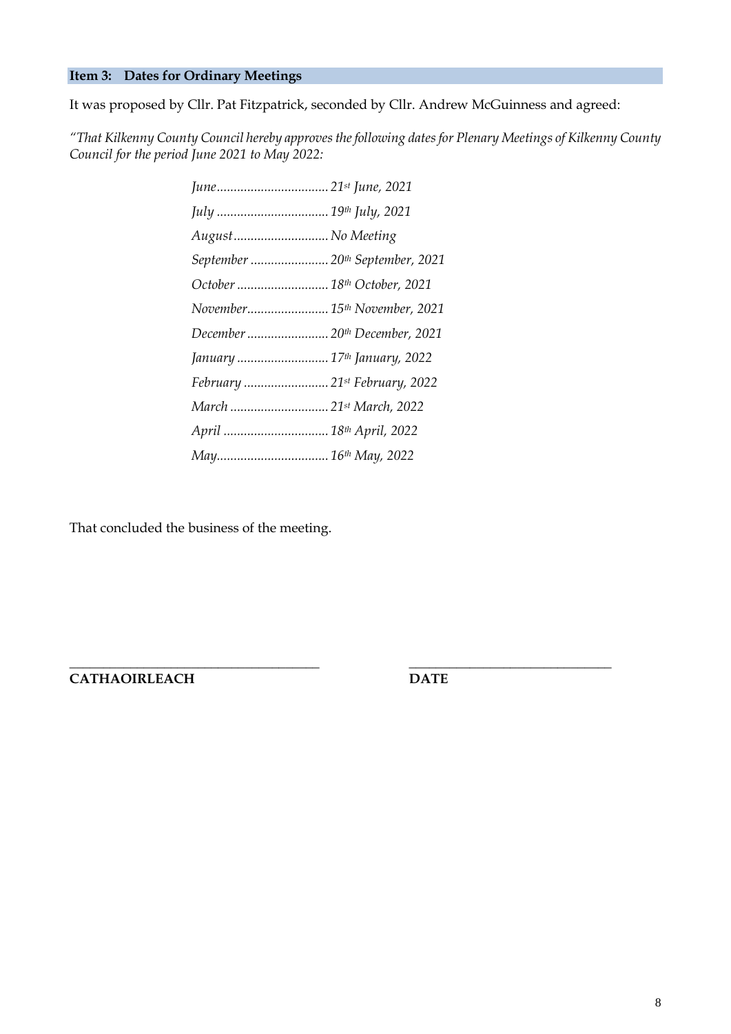## Item 3: Dates for Ordinary Meetings

It was proposed by Cllr. Pat Fitzpatrick, seconded by Cllr. Andrew McGuinness and agreed:

*"That Kilkenny County Council hereby approves the following dates for Plenary Meetings of Kilkenny County Council for the period June 2021 to May 2022:*

*June................................. 21st June, 2021*
*July ................................. 19th July, 2021*
*August............................ No Meeting*
*September ....................... 20th September, 2021*
*October ........................... 18th October, 2021*
*November........................ 15th November, 2021*
*December ........................ 20th December, 2021*
*January ........................... 17th January, 2022*
*February ......................... 21st February, 2022*
*March ............................. 21st March, 2022*
*April ............................... 18th April, 2022*
*May................................. 16th May, 2022*

That concluded the business of the meeting.

_____________________________________          _______________________________

**CATHAOIRLEACH**                                             **DATE**